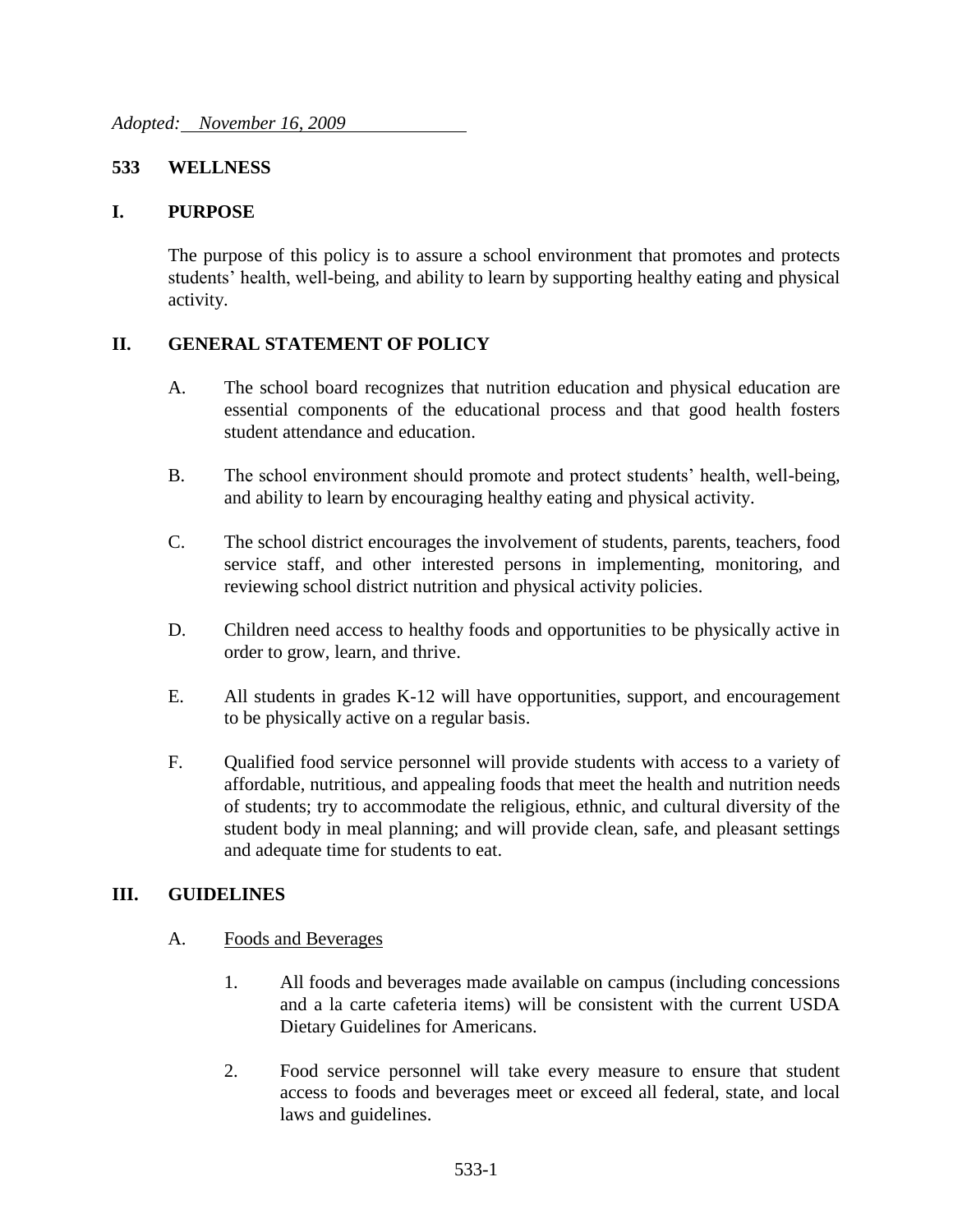*Adopted: November 16, 2009*

# 533 WELLNESS

## I. PURPOSE

The purpose of this policy is to assure a school environment that promotes and protects students' health, well-being, and ability to learn by supporting healthy eating and physical activity.

## II. GENERAL STATEMENT OF POLICY

A. The school board recognizes that nutrition education and physical education are essential components of the educational process and that good health fosters student attendance and education.

B. The school environment should promote and protect students' health, well-being, and ability to learn by encouraging healthy eating and physical activity.

C. The school district encourages the involvement of students, parents, teachers, food service staff, and other interested persons in implementing, monitoring, and reviewing school district nutrition and physical activity policies.

D. Children need access to healthy foods and opportunities to be physically active in order to grow, learn, and thrive.

E. All students in grades K-12 will have opportunities, support, and encouragement to be physically active on a regular basis.

F. Qualified food service personnel will provide students with access to a variety of affordable, nutritious, and appealing foods that meet the health and nutrition needs of students; try to accommodate the religious, ethnic, and cultural diversity of the student body in meal planning; and will provide clean, safe, and pleasant settings and adequate time for students to eat.

## III. GUIDELINES

A. Foods and Beverages

1. All foods and beverages made available on campus (including concessions and a la carte cafeteria items) will be consistent with the current USDA Dietary Guidelines for Americans.

2. Food service personnel will take every measure to ensure that student access to foods and beverages meet or exceed all federal, state, and local laws and guidelines.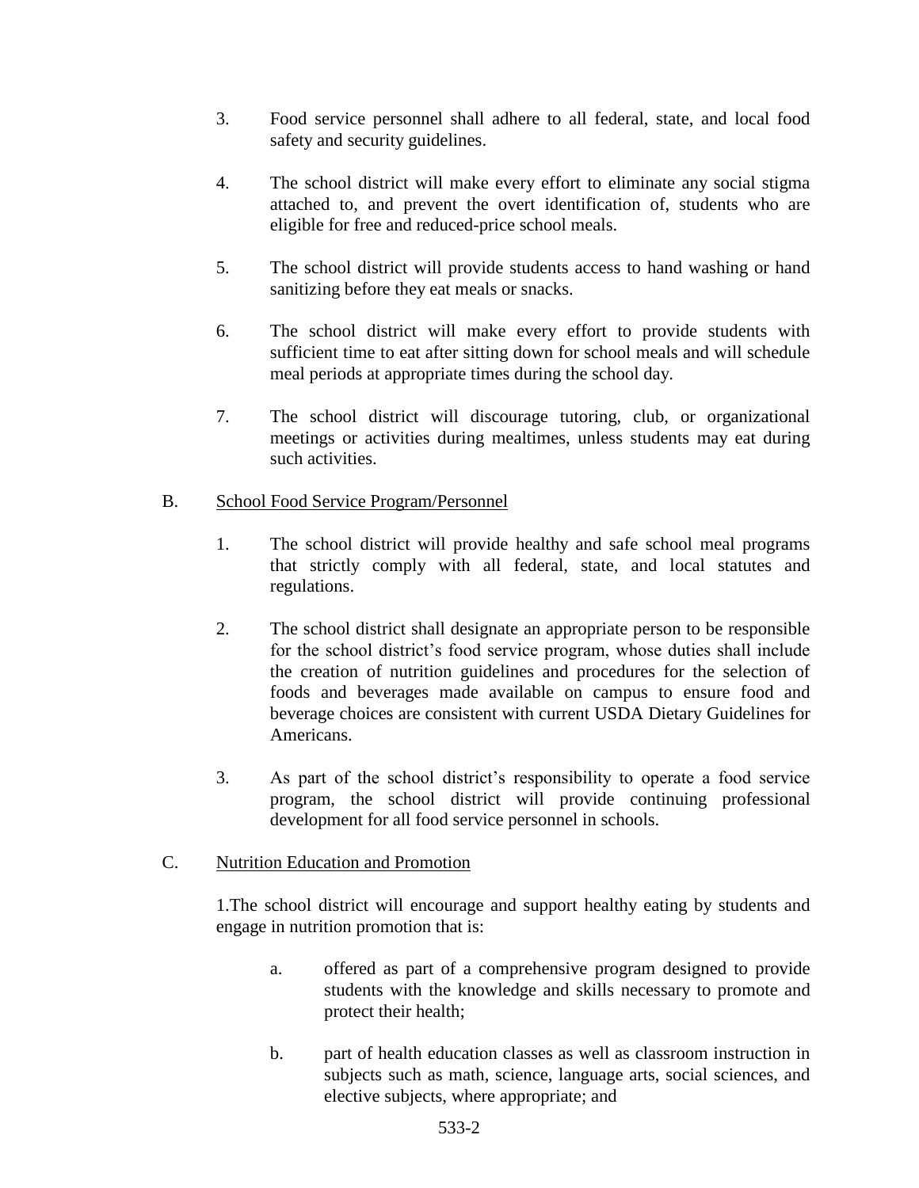3. Food service personnel shall adhere to all federal, state, and local food safety and security guidelines.

4. The school district will make every effort to eliminate any social stigma attached to, and prevent the overt identification of, students who are eligible for free and reduced-price school meals.

5. The school district will provide students access to hand washing or hand sanitizing before they eat meals or snacks.

6. The school district will make every effort to provide students with sufficient time to eat after sitting down for school meals and will schedule meal periods at appropriate times during the school day.

7. The school district will discourage tutoring, club, or organizational meetings or activities during mealtimes, unless students may eat during such activities.

B. <u>School Food Service Program/Personnel</u>

1. The school district will provide healthy and safe school meal programs that strictly comply with all federal, state, and local statutes and regulations.

2. The school district shall designate an appropriate person to be responsible for the school district's food service program, whose duties shall include the creation of nutrition guidelines and procedures for the selection of foods and beverages made available on campus to ensure food and beverage choices are consistent with current USDA Dietary Guidelines for Americans.

3. As part of the school district's responsibility to operate a food service program, the school district will provide continuing professional development for all food service personnel in schools.

C. <u>Nutrition Education and Promotion</u>

1.The school district will encourage and support healthy eating by students and engage in nutrition promotion that is:

a. offered as part of a comprehensive program designed to provide students with the knowledge and skills necessary to promote and protect their health;

b. part of health education classes as well as classroom instruction in subjects such as math, science, language arts, social sciences, and elective subjects, where appropriate; and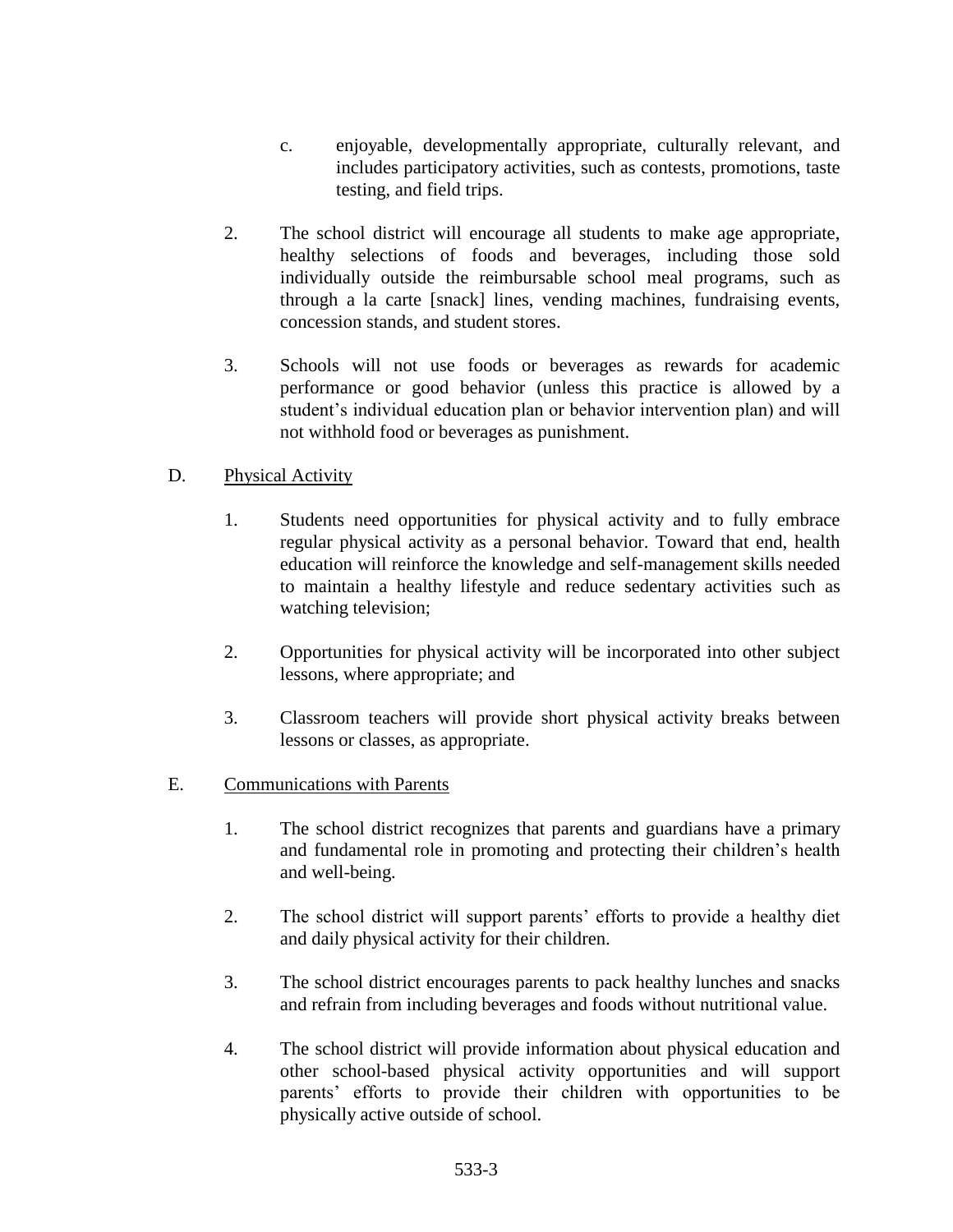c. enjoyable, developmentally appropriate, culturally relevant, and includes participatory activities, such as contests, promotions, taste testing, and field trips.

2. The school district will encourage all students to make age appropriate, healthy selections of foods and beverages, including those sold individually outside the reimbursable school meal programs, such as through a la carte [snack] lines, vending machines, fundraising events, concession stands, and student stores.

3. Schools will not use foods or beverages as rewards for academic performance or good behavior (unless this practice is allowed by a student's individual education plan or behavior intervention plan) and will not withhold food or beverages as punishment.

D. <u>Physical Activity</u>

1. Students need opportunities for physical activity and to fully embrace regular physical activity as a personal behavior. Toward that end, health education will reinforce the knowledge and self-management skills needed to maintain a healthy lifestyle and reduce sedentary activities such as watching television;

2. Opportunities for physical activity will be incorporated into other subject lessons, where appropriate; and

3. Classroom teachers will provide short physical activity breaks between lessons or classes, as appropriate.

E. <u>Communications with Parents</u>

1. The school district recognizes that parents and guardians have a primary and fundamental role in promoting and protecting their children's health and well-being.

2. The school district will support parents' efforts to provide a healthy diet and daily physical activity for their children.

3. The school district encourages parents to pack healthy lunches and snacks and refrain from including beverages and foods without nutritional value.

4. The school district will provide information about physical education and other school-based physical activity opportunities and will support parents' efforts to provide their children with opportunities to be physically active outside of school.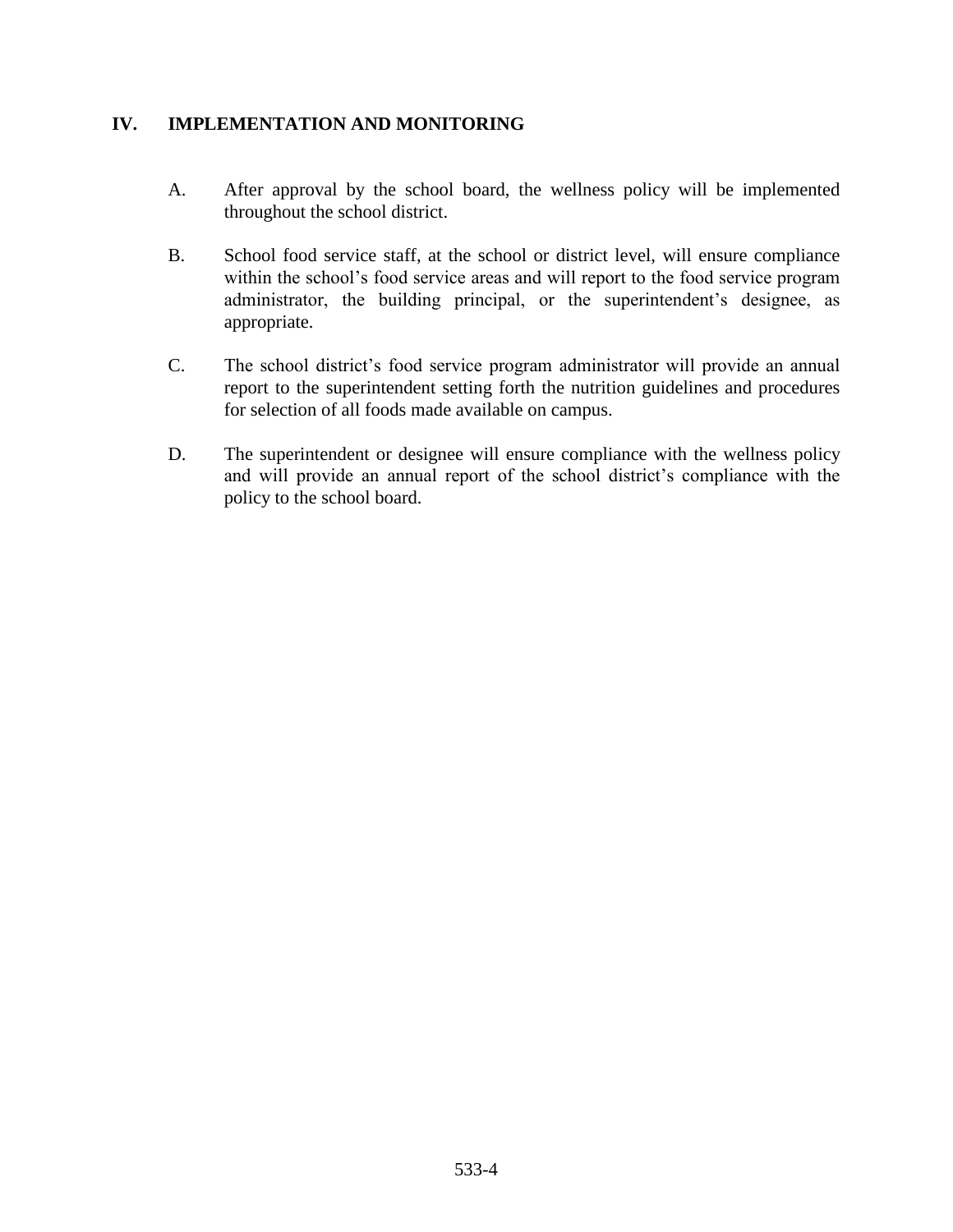## IV. IMPLEMENTATION AND MONITORING

A. After approval by the school board, the wellness policy will be implemented throughout the school district.

B. School food service staff, at the school or district level, will ensure compliance within the school's food service areas and will report to the food service program administrator, the building principal, or the superintendent's designee, as appropriate.

C. The school district's food service program administrator will provide an annual report to the superintendent setting forth the nutrition guidelines and procedures for selection of all foods made available on campus.

D. The superintendent or designee will ensure compliance with the wellness policy and will provide an annual report of the school district's compliance with the policy to the school board.